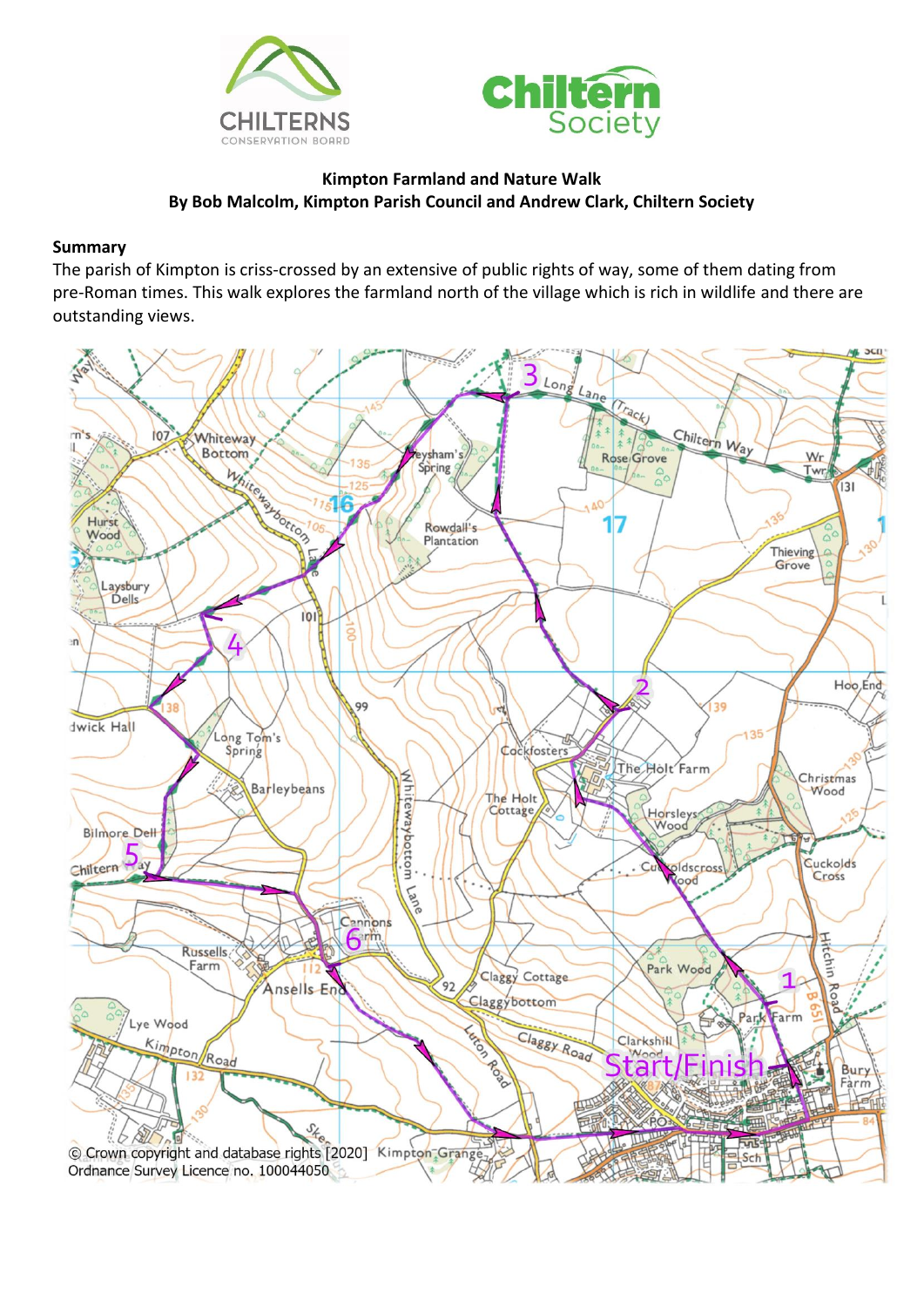**Kimpton Farmland and Nature Walk**
**By Bob Malcolm, Kimpton Parish Council and Andrew Clark, Chiltern Society**

## Summary

The parish of Kimpton is criss-crossed by an extensive of public rights of way, some of them dating from pre-Roman times. This walk explores the farmland north of the village which is rich in wildlife and there are outstanding views.

© Crown copyright and database rights [2020] Ordnance Survey Licence no. 100044050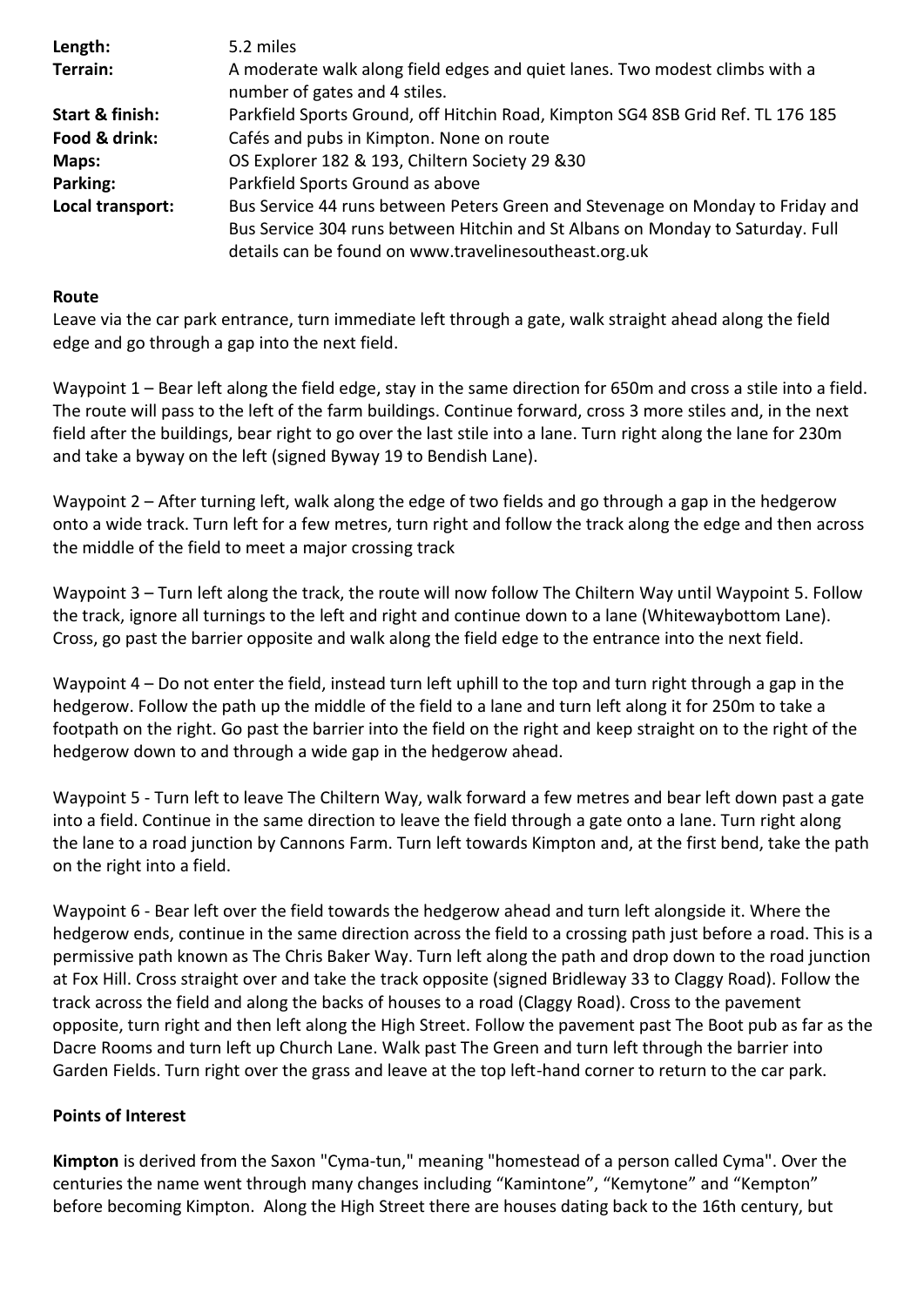| | |
|---|---|
| **Length:** | 5.2 miles |
| **Terrain:** | A moderate walk along field edges and quiet lanes. Two modest climbs with a number of gates and 4 stiles. |
| **Start & finish:** | Parkfield Sports Ground, off Hitchin Road, Kimpton SG4 8SB Grid Ref. TL 176 185 |
| **Food & drink:** | Cafés and pubs in Kimpton. None on route |
| **Maps:** | OS Explorer 182 & 193, Chiltern Society 29 &30 |
| **Parking:** | Parkfield Sports Ground as above |
| **Local transport:** | Bus Service 44 runs between Peters Green and Stevenage on Monday to Friday and Bus Service 304 runs between Hitchin and St Albans on Monday to Saturday. Full details can be found on www.travelinesoutheast.org.uk |

**Route**

Leave via the car park entrance, turn immediate left through a gate, walk straight ahead along the field edge and go through a gap into the next field.

Waypoint 1 – Bear left along the field edge, stay in the same direction for 650m and cross a stile into a field. The route will pass to the left of the farm buildings. Continue forward, cross 3 more stiles and, in the next field after the buildings, bear right to go over the last stile into a lane. Turn right along the lane for 230m and take a byway on the left (signed Byway 19 to Bendish Lane).

Waypoint 2 – After turning left, walk along the edge of two fields and go through a gap in the hedgerow onto a wide track. Turn left for a few metres, turn right and follow the track along the edge and then across the middle of the field to meet a major crossing track

Waypoint 3 – Turn left along the track, the route will now follow The Chiltern Way until Waypoint 5. Follow the track, ignore all turnings to the left and right and continue down to a lane (Whitewaybottom Lane). Cross, go past the barrier opposite and walk along the field edge to the entrance into the next field.

Waypoint 4 – Do not enter the field, instead turn left uphill to the top and turn right through a gap in the hedgerow. Follow the path up the middle of the field to a lane and turn left along it for 250m to take a footpath on the right. Go past the barrier into the field on the right and keep straight on to the right of the hedgerow down to and through a wide gap in the hedgerow ahead.

Waypoint 5 - Turn left to leave The Chiltern Way, walk forward a few metres and bear left down past a gate into a field. Continue in the same direction to leave the field through a gate onto a lane. Turn right along the lane to a road junction by Cannons Farm. Turn left towards Kimpton and, at the first bend, take the path on the right into a field.

Waypoint 6 - Bear left over the field towards the hedgerow ahead and turn left alongside it. Where the hedgerow ends, continue in the same direction across the field to a crossing path just before a road. This is a permissive path known as The Chris Baker Way. Turn left along the path and drop down to the road junction at Fox Hill. Cross straight over and take the track opposite (signed Bridleway 33 to Claggy Road). Follow the track across the field and along the backs of houses to a road (Claggy Road). Cross to the pavement opposite, turn right and then left along the High Street. Follow the pavement past The Boot pub as far as the Dacre Rooms and turn left up Church Lane. Walk past The Green and turn left through the barrier into Garden Fields. Turn right over the grass and leave at the top left-hand corner to return to the car park.

**Points of Interest**

**Kimpton** is derived from the Saxon "Cyma-tun," meaning "homestead of a person called Cyma". Over the centuries the name went through many changes including "Kamintone", "Kemytone" and "Kempton" before becoming Kimpton. Along the High Street there are houses dating back to the 16th century, but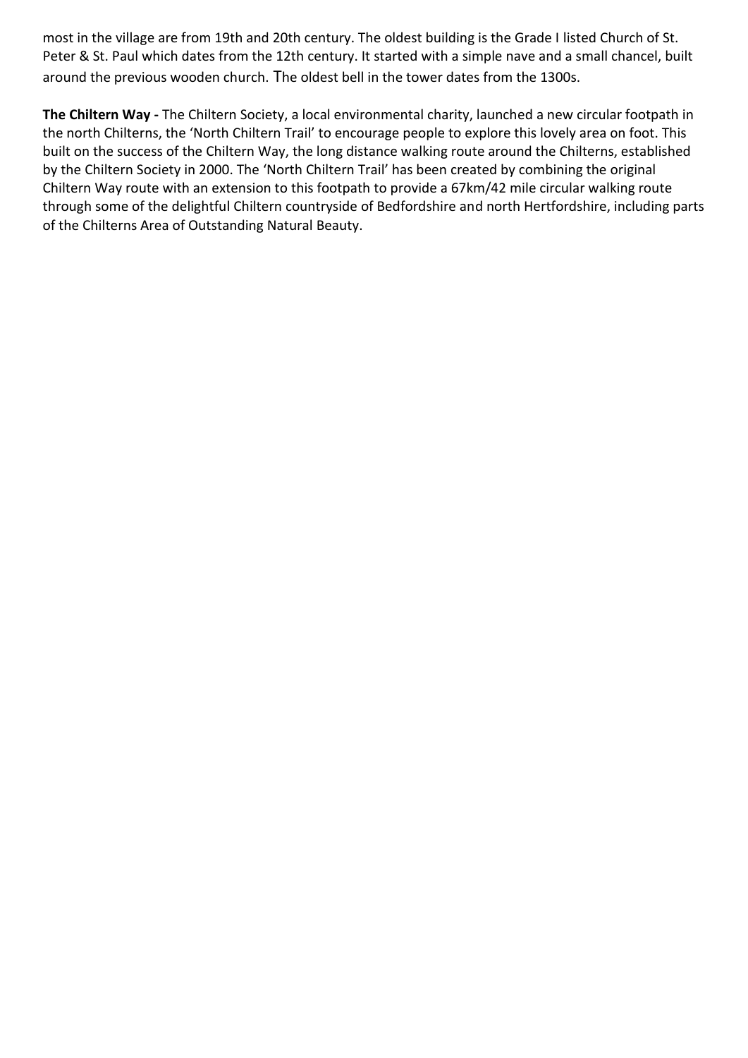most in the village are from 19th and 20th century. The oldest building is the Grade I listed Church of St. Peter & St. Paul which dates from the 12th century. It started with a simple nave and a small chancel, built around the previous wooden church. The oldest bell in the tower dates from the 1300s.

**The Chiltern Way -** The Chiltern Society, a local environmental charity, launched a new circular footpath in the north Chilterns, the 'North Chiltern Trail' to encourage people to explore this lovely area on foot. This built on the success of the Chiltern Way, the long distance walking route around the Chilterns, established by the Chiltern Society in 2000. The 'North Chiltern Trail' has been created by combining the original Chiltern Way route with an extension to this footpath to provide a 67km/42 mile circular walking route through some of the delightful Chiltern countryside of Bedfordshire and north Hertfordshire, including parts of the Chilterns Area of Outstanding Natural Beauty.